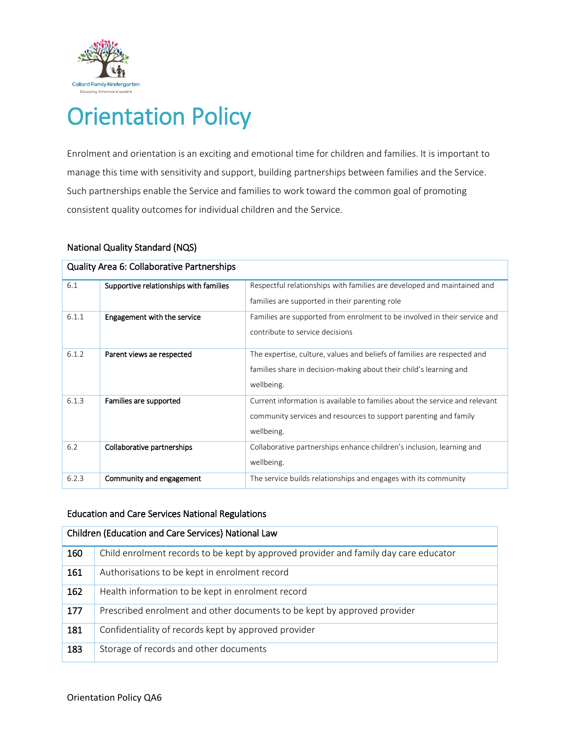# Orientation Policy

Enrolment and orientation is an exciting and emotional time for children and families. It is important to manage this time with sensitivity and support, building partnerships between families and the Service. Such partnerships enable the Service and families to work toward the common goal of promoting consistent quality outcomes for individual children and the Service.

## National Quality Standard (NQS)

| Quality Area 6: Collaborative Partnerships | | |
|---|---|---|
| 6.1 | Supportive relationships with families | Respectful relationships with families are developed and maintained and families are supported in their parenting role |
| 6.1.1 | Engagement with the service | Families are supported from enrolment to be involved in their service and contribute to service decisions |
| 6.1.2 | Parent views ae respected | The expertise, culture, values and beliefs of families are respected and families share in decision-making about their child's learning and wellbeing. |
| 6.1.3 | Families are supported | Current information is available to families about the service and relevant community services and resources to support parenting and family wellbeing. |
| 6.2 | Collaborative partnerships | Collaborative partnerships enhance children's inclusion, learning and wellbeing. |
| 6.2.3 | Community and engagement | The service builds relationships and engages with its community |

## Education and Care Services National Regulations

| Children (Education and Care Services) National Law | |
|---|---|
| 160 | Child enrolment records to be kept by approved provider and family day care educator |
| 161 | Authorisations to be kept in enrolment record |
| 162 | Health information to be kept in enrolment record |
| 177 | Prescribed enrolment and other documents to be kept by approved provider |
| 181 | Confidentiality of records kept by approved provider |
| 183 | Storage of records and other documents |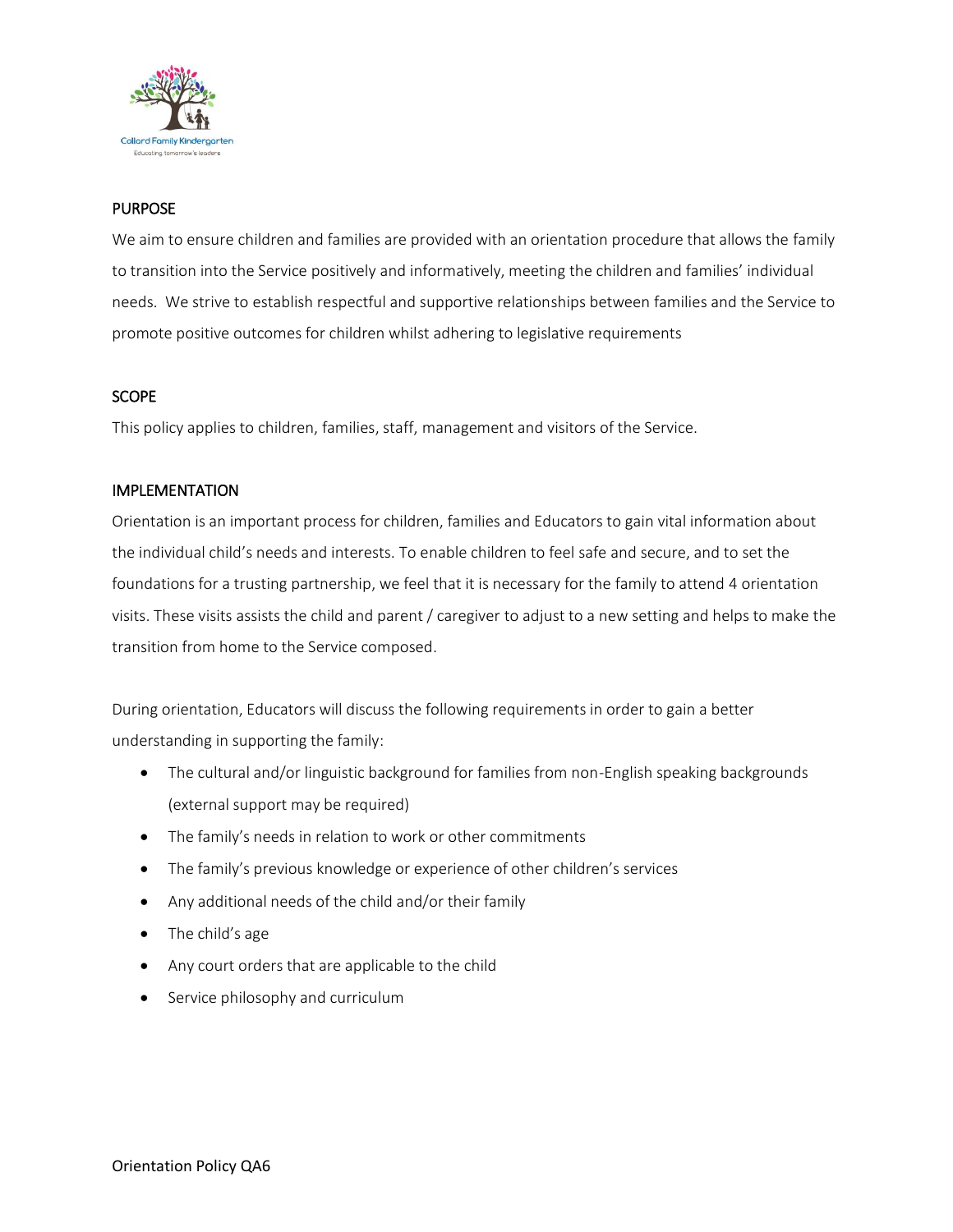## PURPOSE

We aim to ensure children and families are provided with an orientation procedure that allows the family to transition into the Service positively and informatively, meeting the children and families' individual needs. We strive to establish respectful and supportive relationships between families and the Service to promote positive outcomes for children whilst adhering to legislative requirements

## SCOPE

This policy applies to children, families, staff, management and visitors of the Service.

## IMPLEMENTATION

Orientation is an important process for children, families and Educators to gain vital information about the individual child's needs and interests. To enable children to feel safe and secure, and to set the foundations for a trusting partnership, we feel that it is necessary for the family to attend 4 orientation visits. These visits assists the child and parent / caregiver to adjust to a new setting and helps to make the transition from home to the Service composed.

During orientation, Educators will discuss the following requirements in order to gain a better understanding in supporting the family:

- The cultural and/or linguistic background for families from non-English speaking backgrounds (external support may be required)
- The family's needs in relation to work or other commitments
- The family's previous knowledge or experience of other children's services
- Any additional needs of the child and/or their family
- The child's age
- Any court orders that are applicable to the child
- Service philosophy and curriculum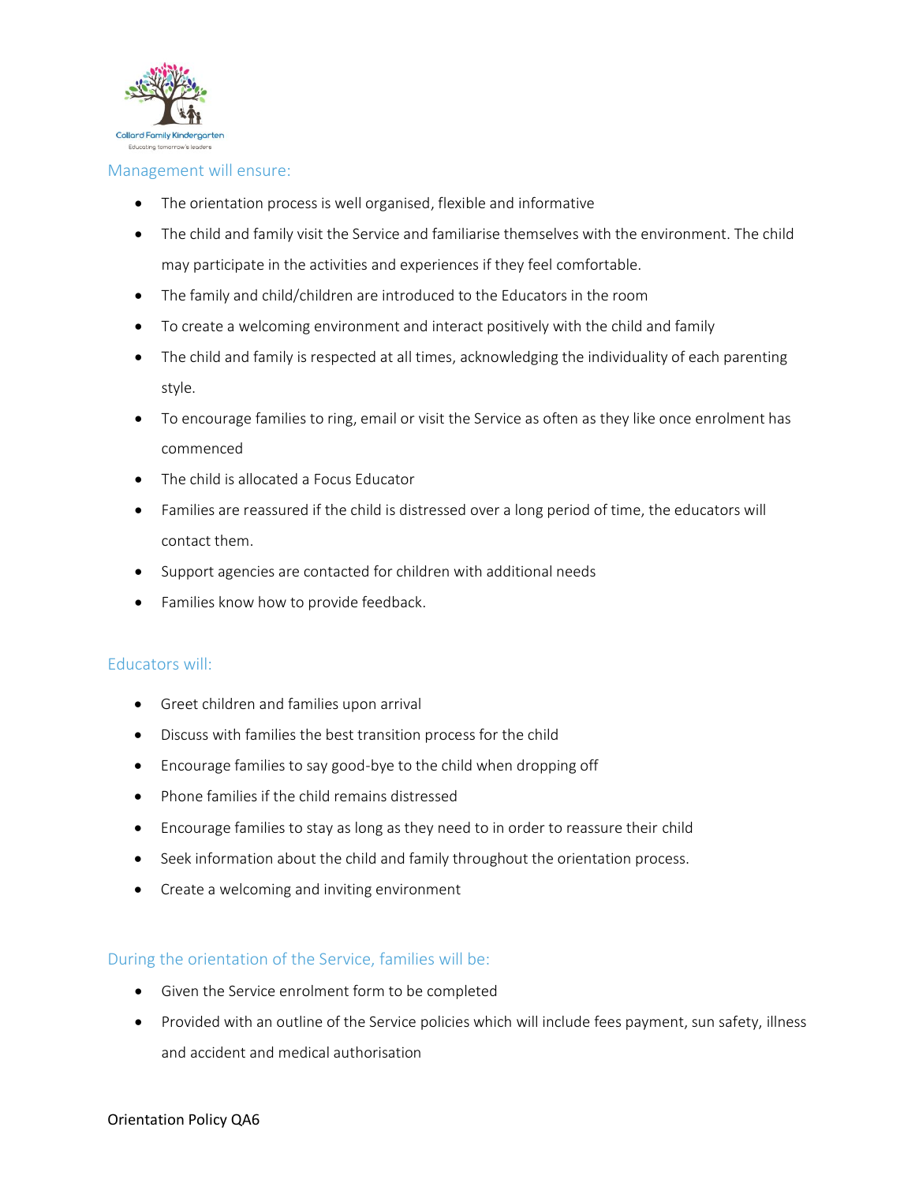## Management will ensure:

- The orientation process is well organised, flexible and informative
- The child and family visit the Service and familiarise themselves with the environment. The child may participate in the activities and experiences if they feel comfortable.
- The family and child/children are introduced to the Educators in the room
- To create a welcoming environment and interact positively with the child and family
- The child and family is respected at all times, acknowledging the individuality of each parenting style.
- To encourage families to ring, email or visit the Service as often as they like once enrolment has commenced
- The child is allocated a Focus Educator
- Families are reassured if the child is distressed over a long period of time, the educators will contact them.
- Support agencies are contacted for children with additional needs
- Families know how to provide feedback.

## Educators will:

- Greet children and families upon arrival
- Discuss with families the best transition process for the child
- Encourage families to say good-bye to the child when dropping off
- Phone families if the child remains distressed
- Encourage families to stay as long as they need to in order to reassure their child
- Seek information about the child and family throughout the orientation process.
- Create a welcoming and inviting environment

## During the orientation of the Service, families will be:

- Given the Service enrolment form to be completed
- Provided with an outline of the Service policies which will include fees payment, sun safety, illness and accident and medical authorisation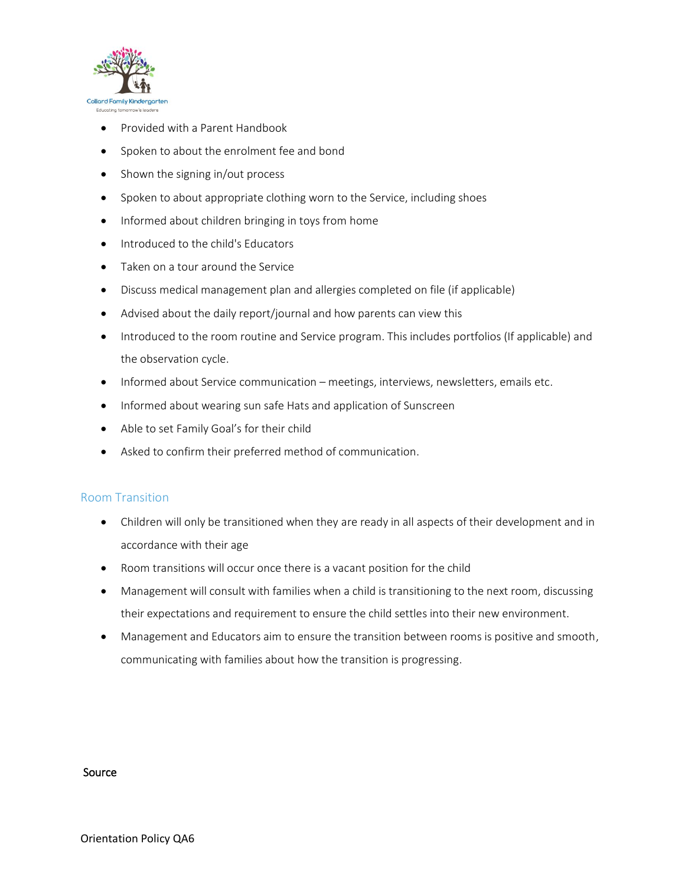- Provided with a Parent Handbook
- Spoken to about the enrolment fee and bond
- Shown the signing in/out process
- Spoken to about appropriate clothing worn to the Service, including shoes
- Informed about children bringing in toys from home
- Introduced to the child's Educators
- Taken on a tour around the Service
- Discuss medical management plan and allergies completed on file (if applicable)
- Advised about the daily report/journal and how parents can view this
- Introduced to the room routine and Service program. This includes portfolios (If applicable) and the observation cycle.
- Informed about Service communication – meetings, interviews, newsletters, emails etc.
- Informed about wearing sun safe Hats and application of Sunscreen
- Able to set Family Goal's for their child
- Asked to confirm their preferred method of communication.

## Room Transition

- Children will only be transitioned when they are ready in all aspects of their development and in accordance with their age
- Room transitions will occur once there is a vacant position for the child
- Management will consult with families when a child is transitioning to the next room, discussing their expectations and requirement to ensure the child settles into their new environment.
- Management and Educators aim to ensure the transition between rooms is positive and smooth, communicating with families about how the transition is progressing.

Source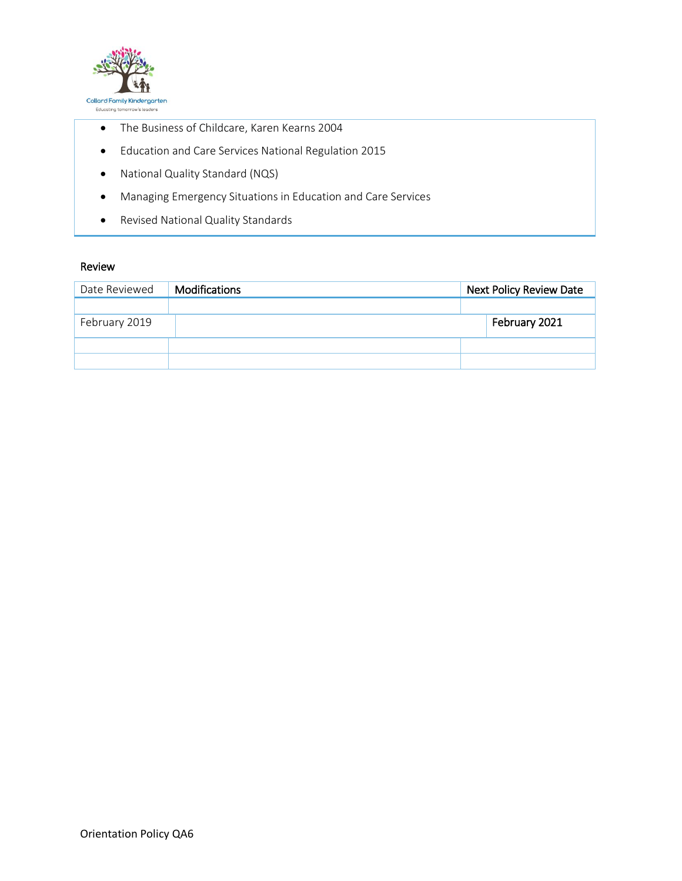- The Business of Childcare, Karen Kearns 2004
- Education and Care Services National Regulation 2015
- National Quality Standard (NQS)
- Managing Emergency Situations in Education and Care Services
- Revised National Quality Standards

Review

| Date Reviewed | Modifications | Next Policy Review Date |
|---|---|---|
| | | |
| February 2019 | | February 2021 |
| | | |
| | | |